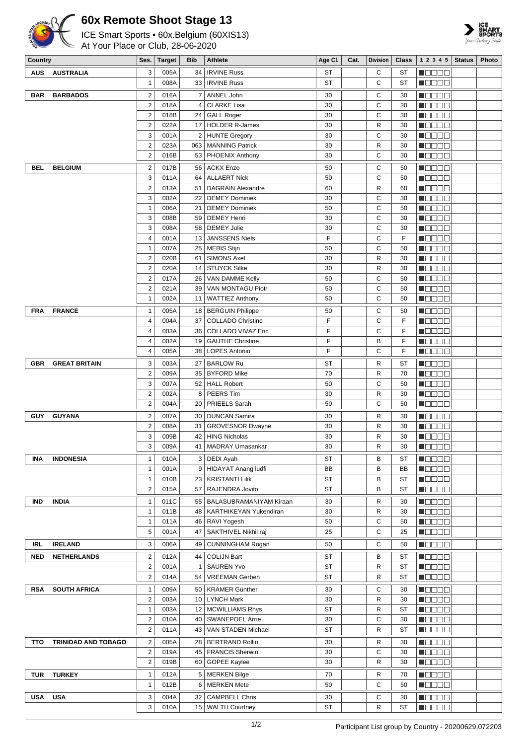# 60x Remote Shoot Stage 13

ICE Smart Sports • 60x.Belgium (60XIS13)
At Your Place or Club, 28-06-2020

| Country | | Ses. | Target | Bib | Athlete | Age Cl. | Cat. | Division | Class | 1 2 3 4 5 | Status | Photo |
|---|---|---|---|---|---|---|---|---|---|---|---|---|
| AUS | AUSTRALIA | 3 | 005A | 34 | IRVINE Russ | ST | | C | ST | | | |
| | | 1 | 008A | 33 | IRVINE Russ | ST | | C | ST | | | |
| BAR | BARBADOS | 2 | 016A | 7 | ANNEL John | 30 | | C | 30 | | | |
| | | 2 | 018A | 4 | CLARKE Lisa | 30 | | C | 30 | | | |
| | | 2 | 018B | 24 | GALL Roger | 30 | | C | 30 | | | |
| | | 2 | 022A | 17 | HOLDER R-James | 30 | | R | 30 | | | |
| | | 3 | 001A | 2 | HUNTE Gregory | 30 | | C | 30 | | | |
| | | 2 | 023A | 063 | MANNING Patrick | 30 | | R | 30 | | | |
| | | 2 | 016B | 53 | PHOENIX Anthony | 30 | | C | 30 | | | |
| BEL | BELGIUM | 2 | 017B | 56 | ACKX Enzo | 50 | | C | 50 | | | |
| | | 3 | 011A | 64 | ALLAERT Nick | 50 | | C | 50 | | | |
| | | 2 | 013A | 51 | DAGRAIN Alexandre | 60 | | R | 60 | | | |
| | | 3 | 002A | 22 | DEMEY Dominiek | 30 | | C | 30 | | | |
| | | 1 | 006A | 21 | DEMEY Dominiek | 50 | | C | 50 | | | |
| | | 3 | 008B | 59 | DEMEY Henri | 30 | | C | 30 | | | |
| | | 3 | 008A | 58 | DEMEY Julie | 30 | | C | 30 | | | |
| | | 4 | 001A | 13 | JANSSENS Niels | F | | C | F | | | |
| | | 1 | 007A | 25 | MEBIS Stijn | 50 | | C | 50 | | | |
| | | 2 | 020B | 61 | SIMONS Axel | 30 | | R | 30 | | | |
| | | 2 | 020A | 14 | STUYCK Silke | 30 | | R | 30 | | | |
| | | 2 | 017A | 26 | VAN DAMME Kelly | 50 | | C | 50 | | | |
| | | 2 | 021A | 39 | VAN MONTAGU Piotr | 50 | | C | 50 | | | |
| | | 1 | 002A | 11 | WATTIEZ Anthony | 50 | | C | 50 | | | |
| FRA | FRANCE | 1 | 005A | 18 | BERGUIN Philippe | 50 | | C | 50 | | | |
| | | 4 | 004A | 37 | COLLADO Christine | F | | C | F | | | |
| | | 4 | 003A | 36 | COLLADO VIVAZ Eric | F | | C | F | | | |
| | | 4 | 002A | 19 | GAUTHE Christine | F | | B | F | | | |
| | | 4 | 005A | 38 | LOPES Antonio | F | | C | F | | | |
| GBR | GREAT BRITAIN | 3 | 003A | 27 | BARLOW Ru | ST | | R | ST | | | |
| | | 2 | 009A | 35 | BYFORD Mike | 70 | | R | 70 | | | |
| | | 3 | 007A | 52 | HALL Robert | 50 | | C | 50 | | | |
| | | 2 | 002A | 8 | PEERS Tim | 30 | | R | 30 | | | |
| | | 2 | 004A | 20 | PRIEELS Sarah | 50 | | C | 50 | | | |
| GUY | GUYANA | 2 | 007A | 30 | DUNCAN Samira | 30 | | R | 30 | | | |
| | | 2 | 008A | 31 | GROVESNOR Dwayne | 30 | | R | 30 | | | |
| | | 3 | 009B | 42 | HING Nicholas | 30 | | R | 30 | | | |
| | | 3 | 009A | 41 | MADRAY Umasankar | 30 | | R | 30 | | | |
| INA | INDONESIA | 1 | 010A | 3 | DEDI Ayah | ST | | B | ST | | | |
| | | 1 | 001A | 9 | HIDAYAT Anang ludfi | BB | | B | BB | | | |
| | | 1 | 010B | 23 | KRISTANTI Lilik | ST | | B | ST | | | |
| | | 2 | 015A | 57 | RAJENDRA Jovito | ST | | B | ST | | | |
| IND | INDIA | 1 | 011C | 55 | BALASUBRAMANIYAM Kiraan | 30 | | R | 30 | | | |
| | | 1 | 011B | 48 | KARTHIKEYAN Yukendiran | 30 | | R | 30 | | | |
| | | 1 | 011A | 46 | RAVI Yogesh | 50 | | C | 50 | | | |
| | | 5 | 001A | 47 | SAKTHIVEL Nikhil raj | 25 | | C | 25 | | | |
| IRL | IRELAND | 3 | 006A | 49 | CUNNINGHAM Rogan | 50 | | C | 50 | | | |
| NED | NETHERLANDS | 2 | 012A | 44 | COLIJN Bart | ST | | B | ST | | | |
| | | 2 | 001A | 1 | SAUREN Yvo | ST | | R | ST | | | |
| | | 2 | 014A | 54 | VREEMAN Gerben | ST | | R | ST | | | |
| RSA | SOUTH AFRICA | 1 | 009A | 50 | KRAMER Günther | 30 | | C | 30 | | | |
| | | 2 | 003A | 10 | LYNCH Mark | 30 | | R | 30 | | | |
| | | 1 | 003A | 12 | MCWILLIAMS Rhys | ST | | R | ST | | | |
| | | 2 | 010A | 40 | SWANEPOEL Arrie | 30 | | C | 30 | | | |
| | | 2 | 011A | 43 | VAN STADEN Michael | ST | | R | ST | | | |
| TTO | TRINIDAD AND TOBAGO | 2 | 005A | 28 | BERTRAND Rollin | 30 | | R | 30 | | | |
| | | 2 | 019A | 45 | FRANCIS Sherwin | 30 | | C | 30 | | | |
| | | 2 | 019B | 60 | GOPEE Kaylee | 30 | | R | 30 | | | |
| TUR | TURKEY | 1 | 012A | 5 | MERKEN Bilge | 70 | | R | 70 | | | |
| | | 1 | 012B | 6 | MERKEN Mete | 50 | | C | 50 | | | |
| USA | USA | 3 | 004A | 32 | CAMPBELL Chris | 30 | | C | 30 | | | |
| | | 3 | 010A | 15 | WALTH Courtney | ST | | R | ST | | | |

Participant List group by Country - 20200629.072203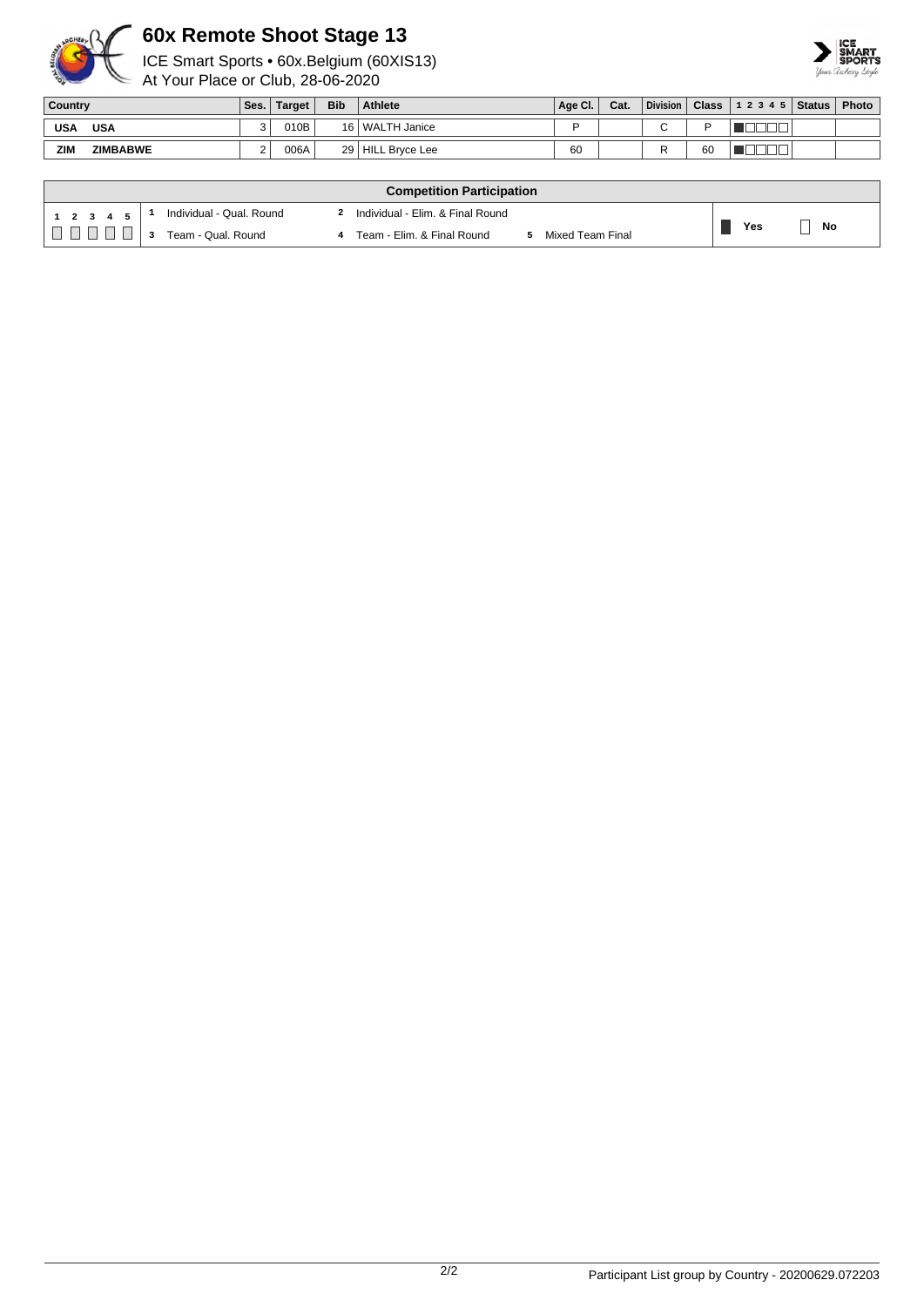# 60x Remote Shoot Stage 13

ICE Smart Sports • 60x.Belgium (60XIS13)
At Your Place or Club, 28-06-2020

| Country | | Ses. | Target | Bib | Athlete | Age Cl. | Cat. | Division | Class | 1 2 3 4 5 | Status | Photo |
|---|---|---|---|---|---|---|---|---|---|---|---|---|
| USA | USA | 3 | 010B | 16 | WALTH Janice | P | | C | P | ■□□□□ | | |
| ZIM | ZIMBABWE | 2 | 006A | 29 | HILL Bryce Lee | 60 | | R | 60 | ■□□□□ | | |

**Competition Participation**

1 2 3 4 5

1 Individual - Qual. Round
2 Individual - Elim. & Final Round
3 Team - Qual. Round
4 Team - Elim. & Final Round
5 Mixed Team Final

■ Yes □ No

Participant List group by Country - 20200629.072203